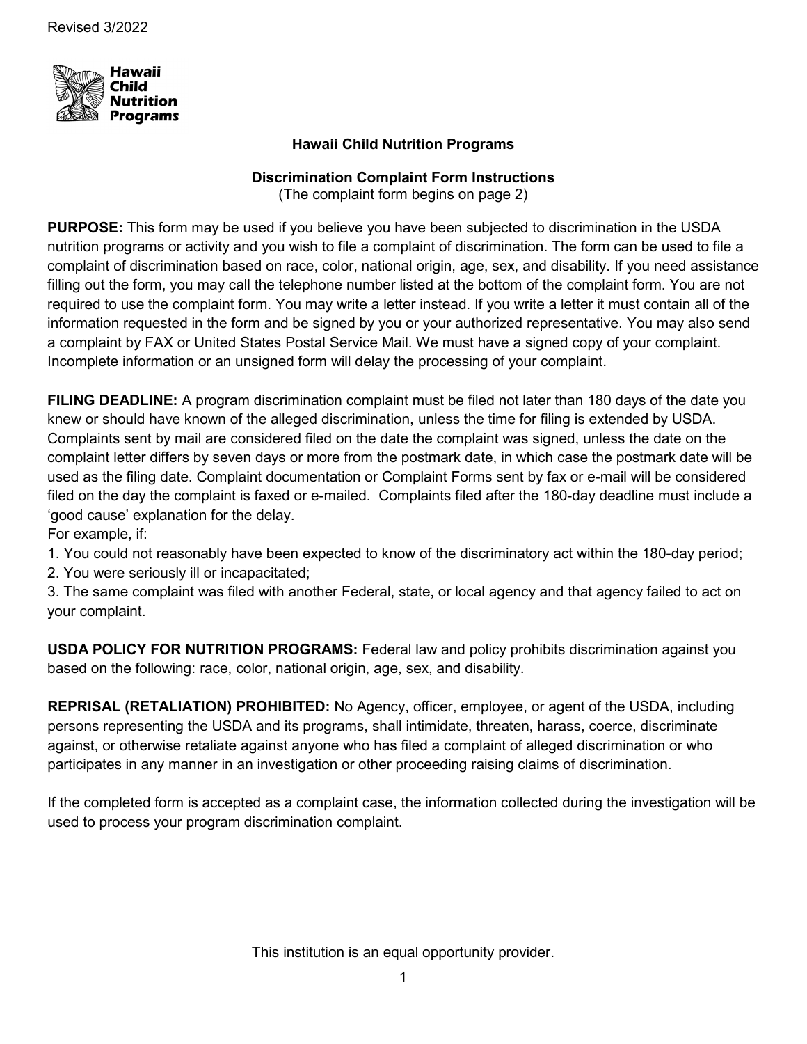Revised 3/2022

Hawaii Child Nutrition Programs

## Hawaii Child Nutrition Programs

### Discrimination Complaint Form Instructions

(The complaint form begins on page 2)

**PURPOSE:** This form may be used if you believe you have been subjected to discrimination in the USDA nutrition programs or activity and you wish to file a complaint of discrimination. The form can be used to file a complaint of discrimination based on race, color, national origin, age, sex, and disability. If you need assistance filling out the form, you may call the telephone number listed at the bottom of the complaint form. You are not required to use the complaint form. You may write a letter instead. If you write a letter it must contain all of the information requested in the form and be signed by you or your authorized representative. You may also send a complaint by FAX or United States Postal Service Mail. We must have a signed copy of your complaint. Incomplete information or an unsigned form will delay the processing of your complaint.

**FILING DEADLINE:** A program discrimination complaint must be filed not later than 180 days of the date you knew or should have known of the alleged discrimination, unless the time for filing is extended by USDA. Complaints sent by mail are considered filed on the date the complaint was signed, unless the date on the complaint letter differs by seven days or more from the postmark date, in which case the postmark date will be used as the filing date. Complaint documentation or Complaint Forms sent by fax or e-mail will be considered filed on the day the complaint is faxed or e-mailed. Complaints filed after the 180-day deadline must include a 'good cause' explanation for the delay.

For example, if:

1. You could not reasonably have been expected to know of the discriminatory act within the 180-day period;
2. You were seriously ill or incapacitated;
3. The same complaint was filed with another Federal, state, or local agency and that agency failed to act on your complaint.

**USDA POLICY FOR NUTRITION PROGRAMS:** Federal law and policy prohibits discrimination against you based on the following: race, color, national origin, age, sex, and disability.

**REPRISAL (RETALIATION) PROHIBITED:** No Agency, officer, employee, or agent of the USDA, including persons representing the USDA and its programs, shall intimidate, threaten, harass, coerce, discriminate against, or otherwise retaliate against anyone who has filed a complaint of alleged discrimination or who participates in any manner in an investigation or other proceeding raising claims of discrimination.

If the completed form is accepted as a complaint case, the information collected during the investigation will be used to process your program discrimination complaint.

This institution is an equal opportunity provider.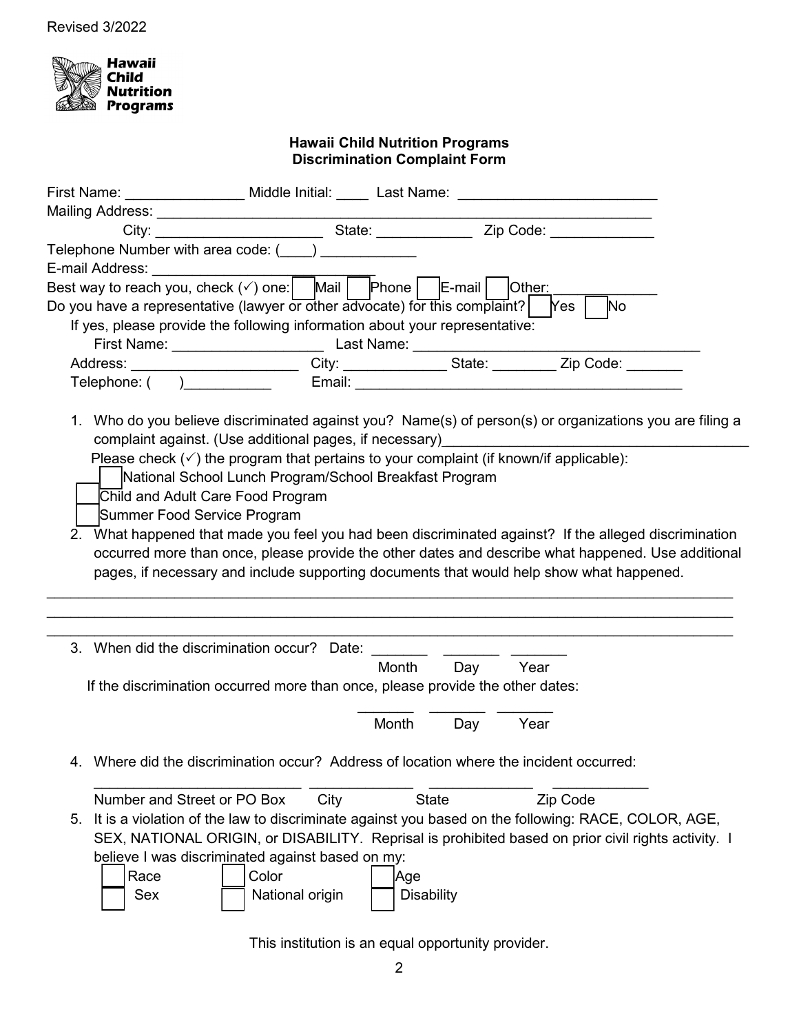Revised 3/2022

Hawaii Child Nutrition Programs

## Hawaii Child Nutrition Programs
## Discrimination Complaint Form

First Name: _______________ Middle Initial: ____ Last Name: _________________________

Mailing Address: ____________________________________________________________

City: _____________________ State: ____________ Zip Code: _____________

Telephone Number with area code: (____) ____________

E-mail Address: ___________________________

Best way to reach you, check (✓) one: ☐ Mail ☐ Phone ☐ E-mail ☐ Other: _____________

Do you have a representative (lawyer or other advocate) for this complaint? ☐ Yes ☐ No

If yes, please provide the following information about your representative:

First Name: ___________________ Last Name: ____________________________________

Address: _____________________ City: _____________ State: ________ Zip Code: _______

Telephone: (      )___________ Email: __________________________________________

1. Who do you believe discriminated against you? Name(s) of person(s) or organizations you are filing a complaint against. (Use additional pages, if necessary)_______________________________________

   Please check (✓) the program that pertains to your complaint (if known/if applicable):

   ☐ National School Lunch Program/School Breakfast Program

   ☐ Child and Adult Care Food Program

   ☐ Summer Food Service Program

2. What happened that made you feel you had been discriminated against? If the alleged discrimination occurred more than once, please provide the other dates and describe what happened. Use additional pages, if necessary and include supporting documents that would help show what happened.

_____________________________________________________________________________________

_____________________________________________________________________________________

_____________________________________________________________________________________

3. When did the discrimination occur? Date: _______ _______ _______
   Month Day Year

   If the discrimination occurred more than once, please provide the other dates:

   _______ _______ _______
   Month Day Year

4. Where did the discrimination occur? Address of location where the incident occurred:

   __________________________ _____________ _____________ ____________
   Number and Street or PO Box City State Zip Code

5. It is a violation of the law to discriminate against you based on the following: RACE, COLOR, AGE, SEX, NATIONAL ORIGIN, or DISABILITY. Reprisal is prohibited based on prior civil rights activity. I believe I was discriminated against based on my:

   ☐ Race ☐ Color ☐ Age

   ☐ Sex ☐ National origin ☐ Disability

This institution is an equal opportunity provider.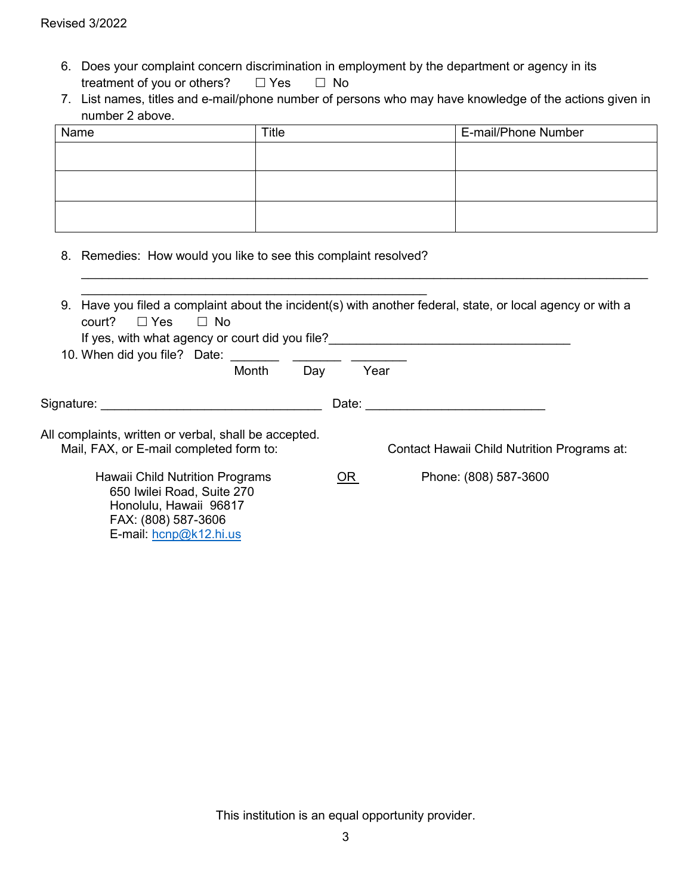Revised 3/2022

6. Does your complaint concern discrimination in employment by the department or agency in its treatment of you or others? ☐ Yes ☐ No
7. List names, titles and e-mail/phone number of persons who may have knowledge of the actions given in number 2 above.

| Name | Title | E-mail/Phone Number |
|---|---|---|
| | | |
| | | |
| | | |

8. Remedies: How would you like to see this complaint resolved?

_______________________________________________________________________________

____________________________________________________

9. Have you filed a complaint about the incident(s) with another federal, state, or local agency or with a court? ☐ Yes ☐ No

   If yes, with what agency or court did you file?___________________________________

10. When did you file? Date: _______ _______ ________

    Month Day Year

Signature: ________________________________ Date: __________________________

All complaints, written or verbal, shall be accepted.

Mail, FAX, or E-mail completed form to:

Hawaii Child Nutrition Programs
650 Iwilei Road, Suite 270
Honolulu, Hawaii 96817
FAX: (808) 587-3606
E-mail: hcnp@k12.hi.us

OR

Contact Hawaii Child Nutrition Programs at:

Phone: (808) 587-3600

This institution is an equal opportunity provider.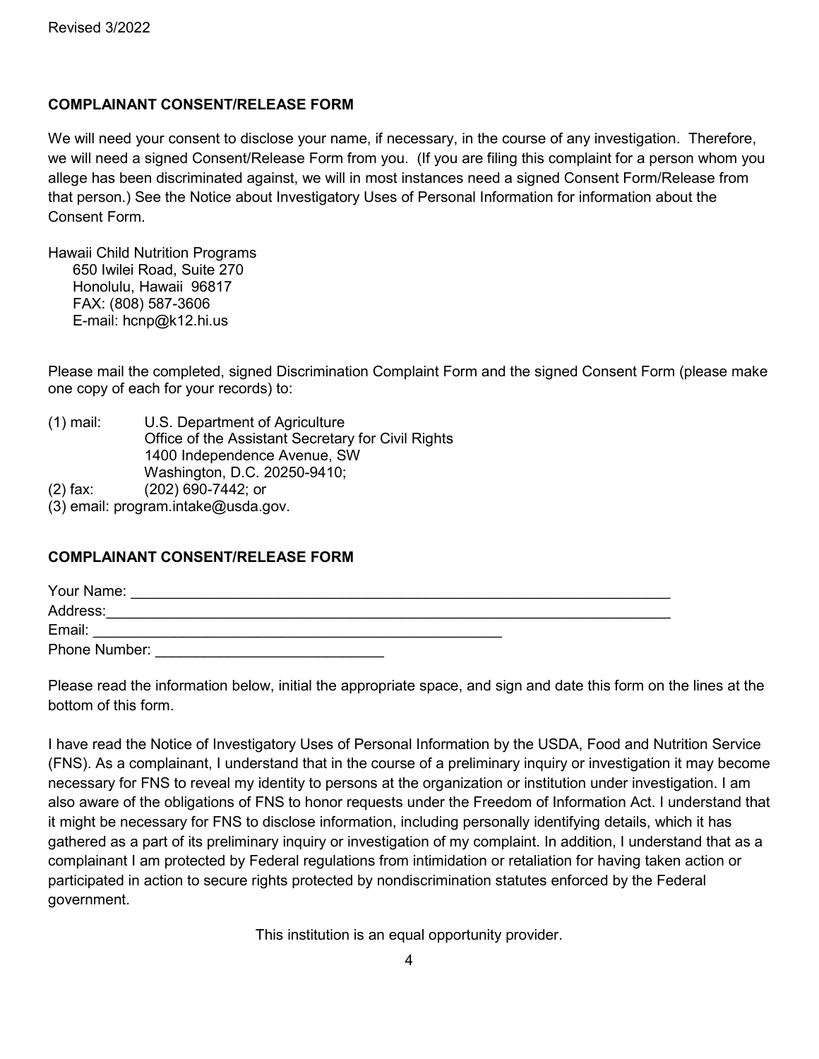Revised 3/2022

**COMPLAINANT CONSENT/RELEASE FORM**

We will need your consent to disclose your name, if necessary, in the course of any investigation. Therefore, we will need a signed Consent/Release Form from you. (If you are filing this complaint for a person whom you allege has been discriminated against, we will in most instances need a signed Consent Form/Release from that person.) See the Notice about Investigatory Uses of Personal Information for information about the Consent Form.

Hawaii Child Nutrition Programs
650 Iwilei Road, Suite 270
Honolulu, Hawaii 96817
FAX: (808) 587-3606
E-mail: hcnp@k12.hi.us

Please mail the completed, signed Discrimination Complaint Form and the signed Consent Form (please make one copy of each for your records) to:

(1) mail: U.S. Department of Agriculture
Office of the Assistant Secretary for Civil Rights
1400 Independence Avenue, SW
Washington, D.C. 20250-9410;
(2) fax: (202) 690-7442; or
(3) email: program.intake@usda.gov.

**COMPLAINANT CONSENT/RELEASE FORM**

Your Name: ______________________________________________________________________
Address: ________________________________________________________________________
Email: ____________________________________________________
Phone Number: ____________________________

Please read the information below, initial the appropriate space, and sign and date this form on the lines at the bottom of this form.

I have read the Notice of Investigatory Uses of Personal Information by the USDA, Food and Nutrition Service (FNS). As a complainant, I understand that in the course of a preliminary inquiry or investigation it may become necessary for FNS to reveal my identity to persons at the organization or institution under investigation. I am also aware of the obligations of FNS to honor requests under the Freedom of Information Act. I understand that it might be necessary for FNS to disclose information, including personally identifying details, which it has gathered as a part of its preliminary inquiry or investigation of my complaint. In addition, I understand that as a complainant I am protected by Federal regulations from intimidation or retaliation for having taken action or participated in action to secure rights protected by nondiscrimination statutes enforced by the Federal government.

This institution is an equal opportunity provider.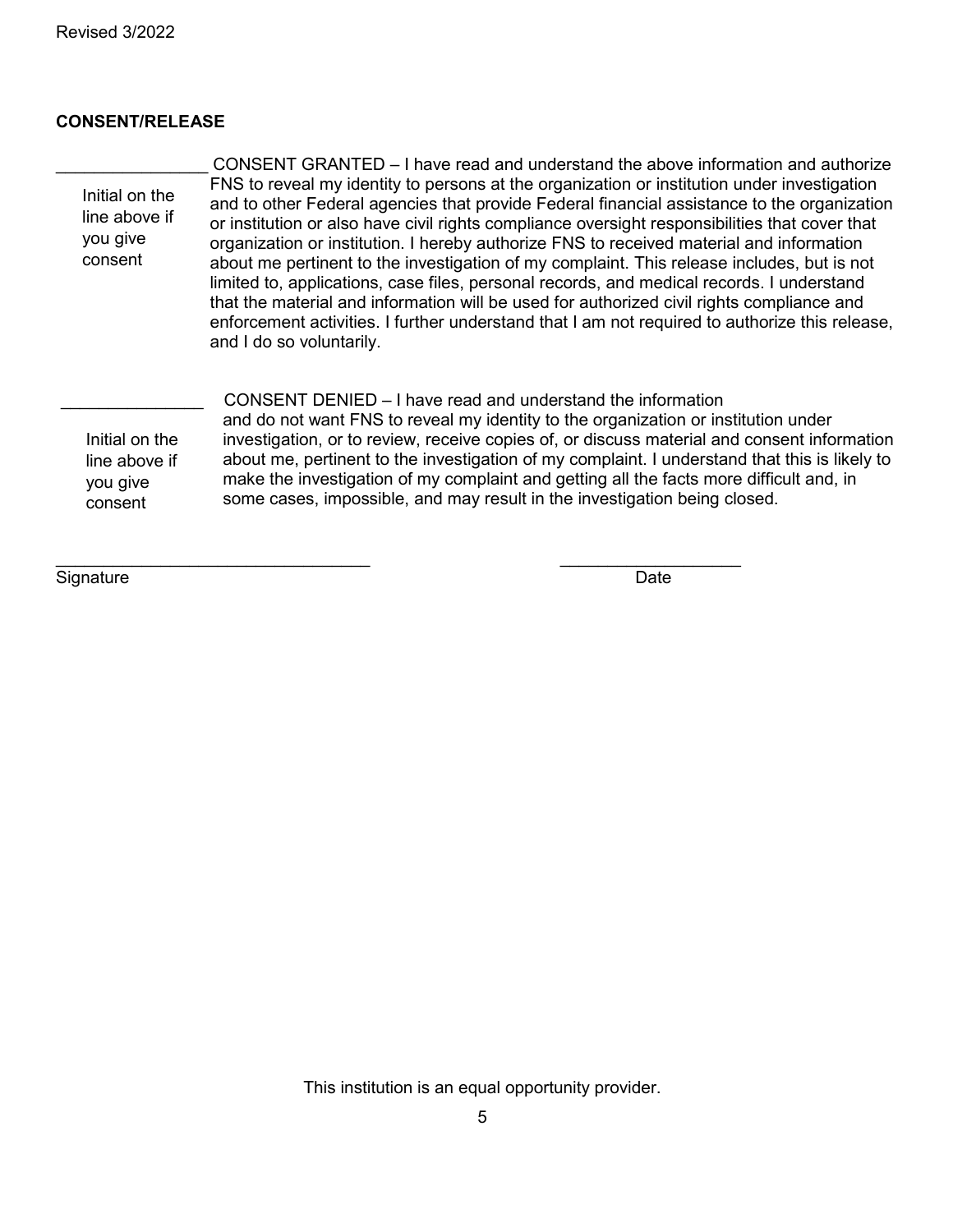**CONSENT/RELEASE**

\_\_\_\_\_\_\_\_\_\_\_\_\_\_\_\_ CONSENT GRANTED – I have read and understand the above information and authorize FNS to reveal my identity to persons at the organization or institution under investigation and to other Federal agencies that provide Federal financial assistance to the organization or institution or also have civil rights compliance oversight responsibilities that cover that organization or institution. I hereby authorize FNS to received material and information about me pertinent to the investigation of my complaint. This release includes, but is not limited to, applications, case files, personal records, and medical records. I understand that the material and information will be used for authorized civil rights compliance and enforcement activities. I further understand that I am not required to authorize this release, and I do so voluntarily.

Initial on the line above if you give consent

\_\_\_\_\_\_\_\_\_\_\_\_\_\_\_ CONSENT DENIED – I have read and understand the information and do not want FNS to reveal my identity to the organization or institution under investigation, or to review, receive copies of, or discuss material and consent information about me, pertinent to the investigation of my complaint. I understand that this is likely to make the investigation of my complaint and getting all the facts more difficult and, in some cases, impossible, and may result in the investigation being closed.

Initial on the line above if you give consent

\_\_\_\_\_\_\_\_\_\_\_\_\_\_\_\_\_\_\_\_\_\_\_\_\_\_\_\_\_\_\_\_\_ \_\_\_\_\_\_\_\_\_\_\_\_\_\_\_\_\_\_\_

Signature Date

This institution is an equal opportunity provider.